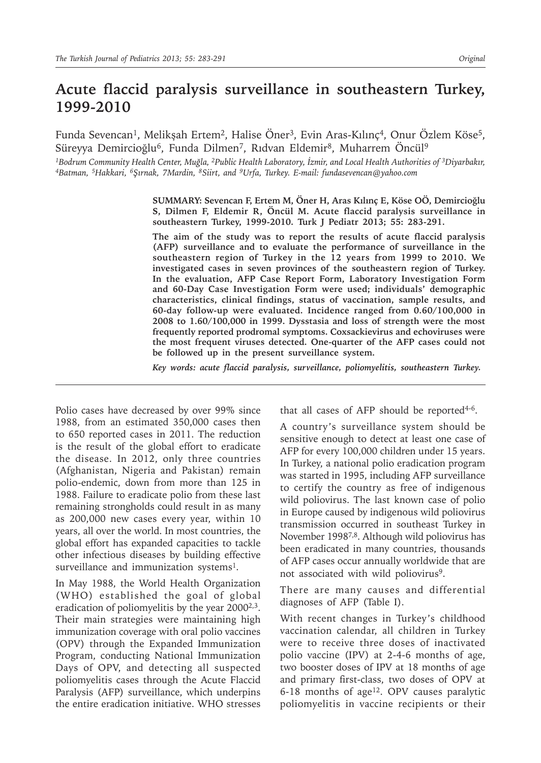# Acute flaccid paralysis surveillance in southeastern Turkey, 1999-2010

Funda Sevencan[1], Melikşah Ertem[2], Halise Öner[3], Evin Aras-Kılınç[4], Onur Özlem Köse[5], Süreyya Demircioğlu[6], Funda Dilmen[7], Rıdvan Eldemir[8], Muharrem Öncül[9]

*[1]Bodrum Community Health Center, Muğla, [2]Public Health Laboratory, İzmir, and Local Health Authorities of [3]Diyarbakır, [4]Batman, [5]Hakkari, [6]Şırnak, 7Mardin, [8]Siirt, and [9]Urfa, Turkey. E-mail: fundasevencan@yahoo.com*

**SUMMARY: Sevencan F, Ertem M, Öner H, Aras Kılınç E, Köse OÖ, Demircioğlu S, Dilmen F, Eldemir R, Öncül M. Acute flaccid paralysis surveillance in southeastern Turkey, 1999-2010. Turk J Pediatr 2013; 55: 283-291.**

**The aim of the study was to report the results of acute flaccid paralysis (AFP) surveillance and to evaluate the performance of surveillance in the southeastern region of Turkey in the 12 years from 1999 to 2010. We investigated cases in seven provinces of the southeastern region of Turkey. In the evaluation, AFP Case Report Form, Laboratory Investigation Form and 60-Day Case Investigation Form were used; individuals' demographic characteristics, clinical findings, status of vaccination, sample results, and 60-day follow-up were evaluated. Incidence ranged from 0.60/100,000 in 2008 to 1.60/100,000 in 1999. Dysstasia and loss of strength were the most frequently reported prodromal symptoms. Coxsackievirus and echoviruses were the most frequent viruses detected. One-quarter of the AFP cases could not be followed up in the present surveillance system.**

***Key words: acute flaccid paralysis, surveillance, poliomyelitis, southeastern Turkey.***

---

Polio cases have decreased by over 99% since 1988, from an estimated 350,000 cases then to 650 reported cases in 2011. The reduction is the result of the global effort to eradicate the disease. In 2012, only three countries (Afghanistan, Nigeria and Pakistan) remain polio-endemic, down from more than 125 in 1988. Failure to eradicate polio from these last remaining strongholds could result in as many as 200,000 new cases every year, within 10 years, all over the world. In most countries, the global effort has expanded capacities to tackle other infectious diseases by building effective surveillance and immunization systems[1].

In May 1988, the World Health Organization (WHO) established the goal of global eradication of poliomyelitis by the year 2000[2,3]. Their main strategies were maintaining high immunization coverage with oral polio vaccines (OPV) through the Expanded Immunization Program, conducting National Immunization Days of OPV, and detecting all suspected poliomyelitis cases through the Acute Flaccid Paralysis (AFP) surveillance, which underpins the entire eradication initiative. WHO stresses that all cases of AFP should be reported[4-6].

A country's surveillance system should be sensitive enough to detect at least one case of AFP for every 100,000 children under 15 years. In Turkey, a national polio eradication program was started in 1995, including AFP surveillance to certify the country as free of indigenous wild poliovirus. The last known case of polio in Europe caused by indigenous wild poliovirus transmission occurred in southeast Turkey in November 1998[7,8]. Although wild poliovirus has been eradicated in many countries, thousands of AFP cases occur annually worldwide that are not associated with wild poliovirus[9].

There are many causes and differential diagnoses of AFP (Table I).

With recent changes in Turkey's childhood vaccination calendar, all children in Turkey were to receive three doses of inactivated polio vaccine (IPV) at 2-4-6 months of age, two booster doses of IPV at 18 months of age and primary first-class, two doses of OPV at 6-18 months of age[12]. OPV causes paralytic poliomyelitis in vaccine recipients or their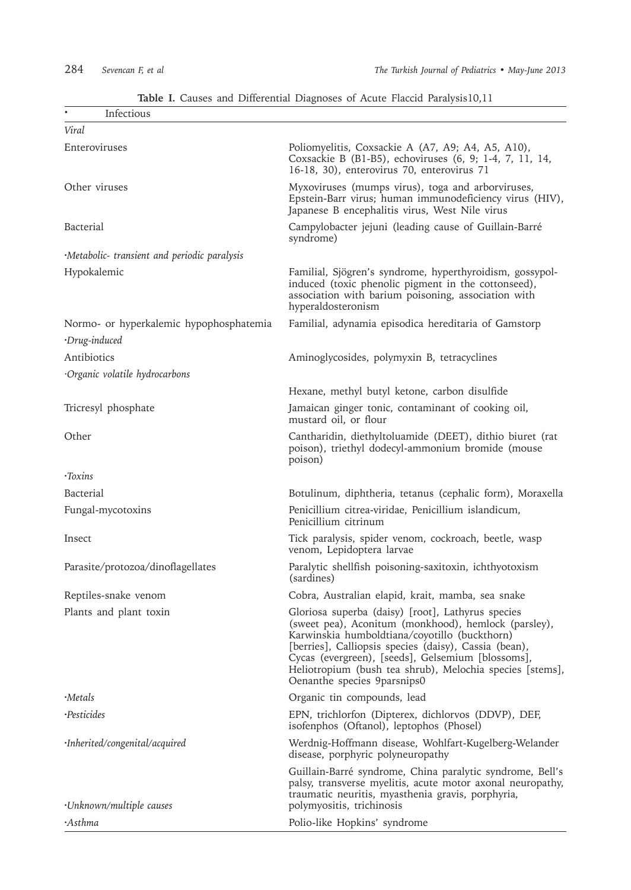**Table I.** Causes and Differential Diagnoses of Acute Flaccid Paralysis10,11

| • Infectious | |
|---|---|
| *Viral* | |
| Enteroviruses | Poliomyelitis, Coxsackie A (A7, A9; A4, A5, A10), Coxsackie B (B1-B5), echoviruses (6, 9; 1-4, 7, 11, 14, 16-18, 30), enterovirus 70, enterovirus 71 |
| Other viruses | Myxoviruses (mumps virus), toga and arborviruses, Epstein-Barr virus; human immunodeficiency virus (HIV), Japanese B encephalitis virus, West Nile virus |
| Bacterial | Campylobacter jejuni (leading cause of Guillain-Barré syndrome) |
| *·Metabolic- transient and periodic paralysis* | |
| Hypokalemic | Familial, Sjögren's syndrome, hyperthyroidism, gossypol-induced (toxic phenolic pigment in the cottonseed), association with barium poisoning, association with hyperaldosteronism |
| Normo- or hyperkalemic hypophosphatemia | Familial, adynamia episodica hereditaria of Gamstorp |
| *·Drug-induced* | |
| Antibiotics | Aminoglycosides, polymyxin B, tetracyclines |
| *·Organic volatile hydrocarbons* | |
| | Hexane, methyl butyl ketone, carbon disulfide |
| Tricresyl phosphate | Jamaican ginger tonic, contaminant of cooking oil, mustard oil, or flour |
| Other | Cantharidin, diethyltoluamide (DEET), dithio biuret (rat poison), triethyl dodecyl-ammonium bromide (mouse poison) |
| *·Toxins* | |
| Bacterial | Botulinum, diphtheria, tetanus (cephalic form), Moraxella |
| Fungal-mycotoxins | Penicillium citrea-viridae, Penicillium islandicum, Penicillium citrinum |
| Insect | Tick paralysis, spider venom, cockroach, beetle, wasp venom, Lepidoptera larvae |
| Parasite/protozoa/dinoflagellates | Paralytic shellfish poisoning-saxitoxin, ichthyotoxism (sardines) |
| Reptiles-snake venom | Cobra, Australian elapid, krait, mamba, sea snake |
| Plants and plant toxin | Gloriosa superba (daisy) [root], Lathyrus species (sweet pea), Aconitum (monkhood), hemlock (parsley), Karwinskia humboldtiana/coyotillo (buckthorn) [berries], Calliopsis species (daisy), Cassia (bean), Cycas (evergreen), [seeds], Gelsemium [blossoms], Heliotropium (bush tea shrub), Melochia species [stems], Oenanthe species 9parsnips0 |
| *·Metals* | Organic tin compounds, lead |
| *·Pesticides* | EPN, trichlorfon (Dipterex, dichlorvos (DDVP), DEF, isofenphos (Oftanol), leptophos (Phosel) |
| *·Inherited/congenital/acquired* | Werdnig-Hoffmann disease, Wohlfart-Kugelberg-Welander disease, porphyric polyneuropathy |
| *·Unknown/multiple causes* | Guillain-Barré syndrome, China paralytic syndrome, Bell's palsy, transverse myelitis, acute motor axonal neuropathy, traumatic neuritis, myasthenia gravis, porphyria, polymyositis, trichinosis |
| *·Asthma* | Polio-like Hopkins' syndrome |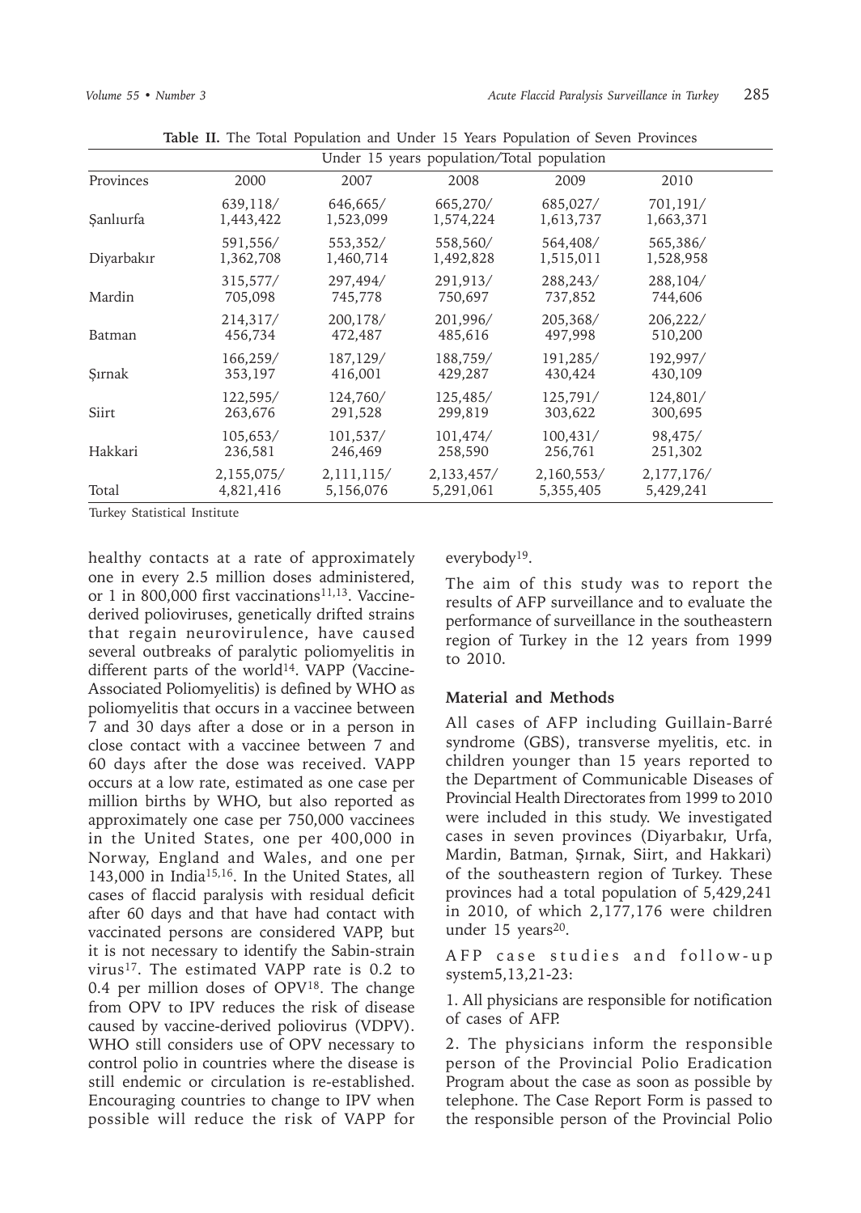**Table II.** The Total Population and Under 15 Years Population of Seven Provinces

| | Under 15 years population/Total population | | | | |
|---|---|---|---|---|---|
| Provinces | 2000 | 2007 | 2008 | 2009 | 2010 |
| Şanlıurfa | 639,118/ 1,443,422 | 646,665/ 1,523,099 | 665,270/ 1,574,224 | 685,027/ 1,613,737 | 701,191/ 1,663,371 |
| Diyarbakır | 591,556/ 1,362,708 | 553,352/ 1,460,714 | 558,560/ 1,492,828 | 564,408/ 1,515,011 | 565,386/ 1,528,958 |
| Mardin | 315,577/ 705,098 | 297,494/ 745,778 | 291,913/ 750,697 | 288,243/ 737,852 | 288,104/ 744,606 |
| Batman | 214,317/ 456,734 | 200,178/ 472,487 | 201,996/ 485,616 | 205,368/ 497,998 | 206,222/ 510,200 |
| Şırnak | 166,259/ 353,197 | 187,129/ 416,001 | 188,759/ 429,287 | 191,285/ 430,424 | 192,997/ 430,109 |
| Siirt | 122,595/ 263,676 | 124,760/ 291,528 | 125,485/ 299,819 | 125,791/ 303,622 | 124,801/ 300,695 |
| Hakkari | 105,653/ 236,581 | 101,537/ 246,469 | 101,474/ 258,590 | 100,431/ 256,761 | 98,475/ 251,302 |
| Total | 2,155,075/ 4,821,416 | 2,111,115/ 5,156,076 | 2,133,457/ 5,291,061 | 2,160,553/ 5,355,405 | 2,177,176/ 5,429,241 |

Turkey Statistical Institute

healthy contacts at a rate of approximately one in every 2.5 million doses administered, or 1 in 800,000 first vaccinations[11,13]. Vaccine-derived polioviruses, genetically drifted strains that regain neurovirulence, have caused several outbreaks of paralytic poliomyelitis in different parts of the world[14]. VAPP (Vaccine-Associated Poliomyelitis) is defined by WHO as poliomyelitis that occurs in a vaccinee between 7 and 30 days after a dose or in a person in close contact with a vaccinee between 7 and 60 days after the dose was received. VAPP occurs at a low rate, estimated as one case per million births by WHO, but also reported as approximately one case per 750,000 vaccinees in the United States, one per 400,000 in Norway, England and Wales, and one per 143,000 in India[15,16]. In the United States, all cases of flaccid paralysis with residual deficit after 60 days and that have had contact with vaccinated persons are considered VAPP, but it is not necessary to identify the Sabin-strain virus[17]. The estimated VAPP rate is 0.2 to 0.4 per million doses of OPV[18]. The change from OPV to IPV reduces the risk of disease caused by vaccine-derived poliovirus (VDPV). WHO still considers use of OPV necessary to control polio in countries where the disease is still endemic or circulation is re-established. Encouraging countries to change to IPV when possible will reduce the risk of VAPP for everybody[19].

The aim of this study was to report the results of AFP surveillance and to evaluate the performance of surveillance in the southeastern region of Turkey in the 12 years from 1999 to 2010.

## Material and Methods

All cases of AFP including Guillain-Barré syndrome (GBS), transverse myelitis, etc. in children younger than 15 years reported to the Department of Communicable Diseases of Provincial Health Directorates from 1999 to 2010 were included in this study. We investigated cases in seven provinces (Diyarbakır, Urfa, Mardin, Batman, Şırnak, Siirt, and Hakkari) of the southeastern region of Turkey. These provinces had a total population of 5,429,241 in 2010, of which 2,177,176 were children under 15 years[20].

AFP case studies and follow-up system[5,13,21-23]:

1. All physicians are responsible for notification of cases of AFP.

2. The physicians inform the responsible person of the Provincial Polio Eradication Program about the case as soon as possible by telephone. The Case Report Form is passed to the responsible person of the Provincial Polio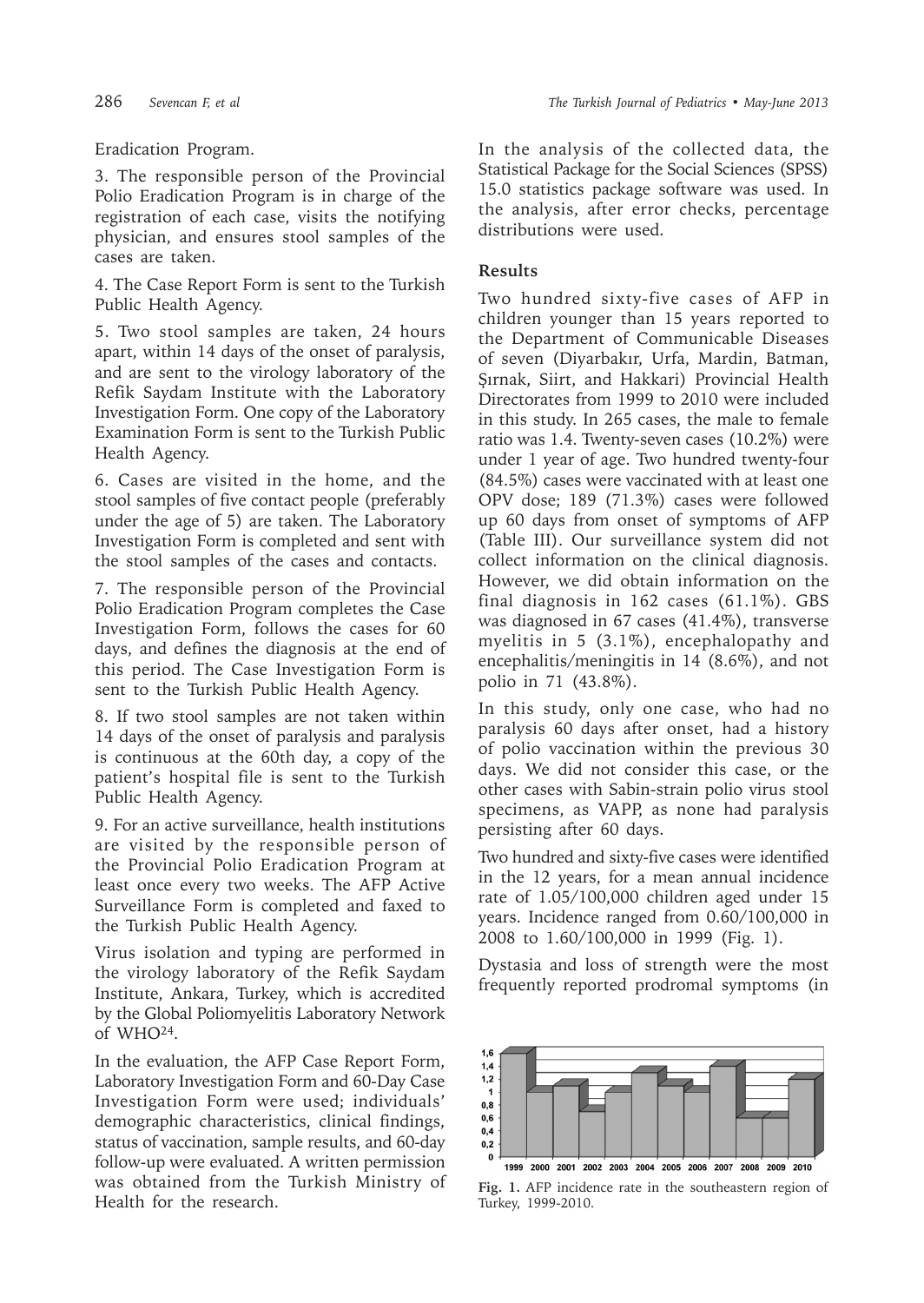Eradication Program.

3. The responsible person of the Provincial Polio Eradication Program is in charge of the registration of each case, visits the notifying physician, and ensures stool samples of the cases are taken.

4. The Case Report Form is sent to the Turkish Public Health Agency.

5. Two stool samples are taken, 24 hours apart, within 14 days of the onset of paralysis, and are sent to the virology laboratory of the Refik Saydam Institute with the Laboratory Investigation Form. One copy of the Laboratory Examination Form is sent to the Turkish Public Health Agency.

6. Cases are visited in the home, and the stool samples of five contact people (preferably under the age of 5) are taken. The Laboratory Investigation Form is completed and sent with the stool samples of the cases and contacts.

7. The responsible person of the Provincial Polio Eradication Program completes the Case Investigation Form, follows the cases for 60 days, and defines the diagnosis at the end of this period. The Case Investigation Form is sent to the Turkish Public Health Agency.

8. If two stool samples are not taken within 14 days of the onset of paralysis and paralysis is continuous at the 60th day, a copy of the patient's hospital file is sent to the Turkish Public Health Agency.

9. For an active surveillance, health institutions are visited by the responsible person of the Provincial Polio Eradication Program at least once every two weeks. The AFP Active Surveillance Form is completed and faxed to the Turkish Public Health Agency.

Virus isolation and typing are performed in the virology laboratory of the Refik Saydam Institute, Ankara, Turkey, which is accredited by the Global Poliomyelitis Laboratory Network of WHO[24].

In the evaluation, the AFP Case Report Form, Laboratory Investigation Form and 60-Day Case Investigation Form were used; individuals' demographic characteristics, clinical findings, status of vaccination, sample results, and 60-day follow-up were evaluated. A written permission was obtained from the Turkish Ministry of Health for the research.

In the analysis of the collected data, the Statistical Package for the Social Sciences (SPSS) 15.0 statistics package software was used. In the analysis, after error checks, percentage distributions were used.

## Results

Two hundred sixty-five cases of AFP in children younger than 15 years reported to the Department of Communicable Diseases of seven (Diyarbakır, Urfa, Mardin, Batman, Şırnak, Siirt, and Hakkari) Provincial Health Directorates from 1999 to 2010 were included in this study. In 265 cases, the male to female ratio was 1.4. Twenty-seven cases (10.2%) were under 1 year of age. Two hundred twenty-four (84.5%) cases were vaccinated with at least one OPV dose; 189 (71.3%) cases were followed up 60 days from onset of symptoms of AFP (Table III). Our surveillance system did not collect information on the clinical diagnosis. However, we did obtain information on the final diagnosis in 162 cases (61.1%). GBS was diagnosed in 67 cases (41.4%), transverse myelitis in 5 (3.1%), encephalopathy and encephalitis/meningitis in 14 (8.6%), and not polio in 71 (43.8%).

In this study, only one case, who had no paralysis 60 days after onset, had a history of polio vaccination within the previous 30 days. We did not consider this case, or the other cases with Sabin-strain polio virus stool specimens, as VAPP, as none had paralysis persisting after 60 days.

Two hundred and sixty-five cases were identified in the 12 years, for a mean annual incidence rate of 1.05/100,000 children aged under 15 years. Incidence ranged from 0.60/100,000 in 2008 to 1.60/100,000 in 1999 (Fig. 1).

Dystasia and loss of strength were the most frequently reported prodromal symptoms (in

**Fig. 1.** AFP incidence rate in the southeastern region of Turkey, 1999-2010.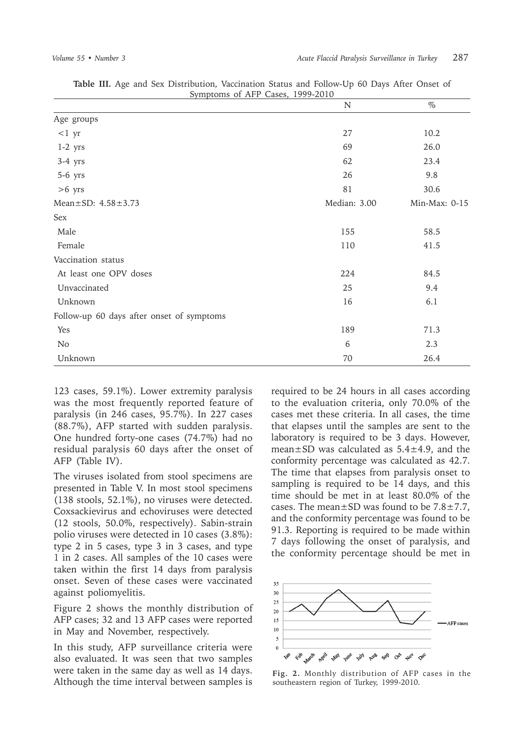**Table III.** Age and Sex Distribution, Vaccination Status and Follow-Up 60 Days After Onset of Symptoms of AFP Cases, 1999-2010

| | N | % |
|---|---|---|
| Age groups | | |
| <1 yr | 27 | 10.2 |
| 1-2 yrs | 69 | 26.0 |
| 3-4 yrs | 62 | 23.4 |
| 5-6 yrs | 26 | 9.8 |
| >6 yrs | 81 | 30.6 |
| Mean±SD: 4.58±3.73 | Median: 3.00 | Min-Max: 0-15 |
| Sex | | |
| Male | 155 | 58.5 |
| Female | 110 | 41.5 |
| Vaccination status | | |
| At least one OPV doses | 224 | 84.5 |
| Unvaccinated | 25 | 9.4 |
| Unknown | 16 | 6.1 |
| Follow-up 60 days after onset of symptoms | | |
| Yes | 189 | 71.3 |
| No | 6 | 2.3 |
| Unknown | 70 | 26.4 |

123 cases, 59.1%). Lower extremity paralysis was the most frequently reported feature of paralysis (in 246 cases, 95.7%). In 227 cases (88.7%), AFP started with sudden paralysis. One hundred forty-one cases (74.7%) had no residual paralysis 60 days after the onset of AFP (Table IV).

The viruses isolated from stool specimens are presented in Table V. In most stool specimens (138 stools, 52.1%), no viruses were detected. Coxsackievirus and echoviruses were detected (12 stools, 50.0%, respectively). Sabin-strain polio viruses were detected in 10 cases (3.8%): type 2 in 5 cases, type 3 in 3 cases, and type 1 in 2 cases. All samples of the 10 cases were taken within the first 14 days from paralysis onset. Seven of these cases were vaccinated against poliomyelitis.

Figure 2 shows the monthly distribution of AFP cases; 32 and 13 AFP cases were reported in May and November, respectively.

In this study, AFP surveillance criteria were also evaluated. It was seen that two samples were taken in the same day as well as 14 days. Although the time interval between samples is required to be 24 hours in all cases according to the evaluation criteria, only 70.0% of the cases met these criteria. In all cases, the time that elapses until the samples are sent to the laboratory is required to be 3 days. However, mean±SD was calculated as 5.4±4.9, and the conformity percentage was calculated as 42.7. The time that elapses from paralysis onset to sampling is required to be 14 days, and this time should be met in at least 80.0% of the cases. The mean±SD was found to be 7.8±7.7, and the conformity percentage was found to be 91.3. Reporting is required to be made within 7 days following the onset of paralysis, and the conformity percentage should be met in

**Fig. 2.** Monthly distribution of AFP cases in the southeastern region of Turkey, 1999-2010.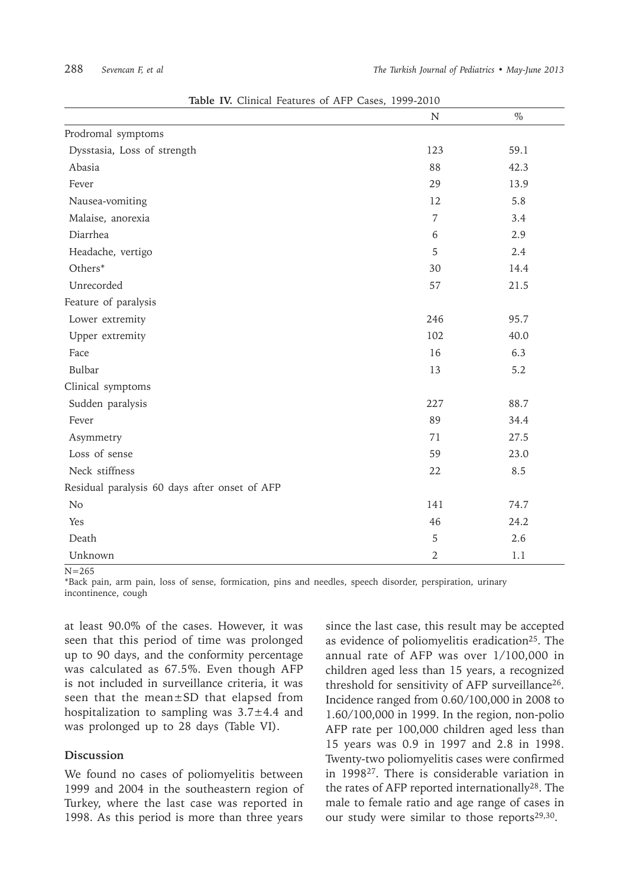**Table IV.** Clinical Features of AFP Cases, 1999-2010

| | N | % |
|---|---|---|
| Prodromal symptoms | | |
| Dysstasia, Loss of strength | 123 | 59.1 |
| Abasia | 88 | 42.3 |
| Fever | 29 | 13.9 |
| Nausea-vomiting | 12 | 5.8 |
| Malaise, anorexia | 7 | 3.4 |
| Diarrhea | 6 | 2.9 |
| Headache, vertigo | 5 | 2.4 |
| Others* | 30 | 14.4 |
| Unrecorded | 57 | 21.5 |
| Feature of paralysis | | |
| Lower extremity | 246 | 95.7 |
| Upper extremity | 102 | 40.0 |
| Face | 16 | 6.3 |
| Bulbar | 13 | 5.2 |
| Clinical symptoms | | |
| Sudden paralysis | 227 | 88.7 |
| Fever | 89 | 34.4 |
| Asymmetry | 71 | 27.5 |
| Loss of sense | 59 | 23.0 |
| Neck stiffness | 22 | 8.5 |
| Residual paralysis 60 days after onset of AFP | | |
| No | 141 | 74.7 |
| Yes | 46 | 24.2 |
| Death | 5 | 2.6 |
| Unknown | 2 | 1.1 |

N=265

*Back pain, arm pain, loss of sense, formication, pins and needles, speech disorder, perspiration, urinary incontinence, cough

at least 90.0% of the cases. However, it was seen that this period of time was prolonged up to 90 days, and the conformity percentage was calculated as 67.5%. Even though AFP is not included in surveillance criteria, it was seen that the mean±SD that elapsed from hospitalization to sampling was 3.7±4.4 and was prolonged up to 28 days (Table VI).

## Discussion

We found no cases of poliomyelitis between 1999 and 2004 in the southeastern region of Turkey, where the last case was reported in 1998. As this period is more than three years since the last case, this result may be accepted as evidence of poliomyelitis eradication[25]. The annual rate of AFP was over 1/100,000 in children aged less than 15 years, a recognized threshold for sensitivity of AFP surveillance[26]. Incidence ranged from 0.60/100,000 in 2008 to 1.60/100,000 in 1999. In the region, non-polio AFP rate per 100,000 children aged less than 15 years was 0.9 in 1997 and 2.8 in 1998. Twenty-two poliomyelitis cases were confirmed in 1998[27]. There is considerable variation in the rates of AFP reported internationally[28]. The male to female ratio and age range of cases in our study were similar to those reports[29,30].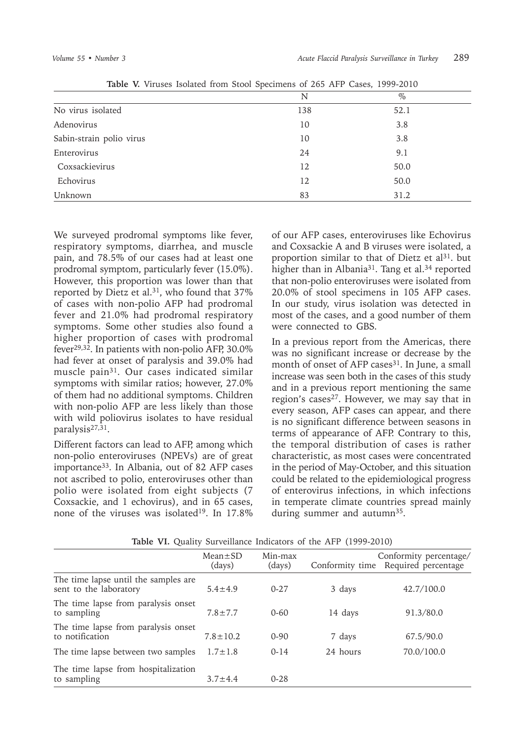**Table V.** Viruses Isolated from Stool Specimens of 265 AFP Cases, 1999-2010

| | N | % |
|---|---|---|
| No virus isolated | 138 | 52.1 |
| Adenovirus | 10 | 3.8 |
| Sabin-strain polio virus | 10 | 3.8 |
| Enterovirus | 24 | 9.1 |
| Coxsackievirus | 12 | 50.0 |
| Echovirus | 12 | 50.0 |
| Unknown | 83 | 31.2 |

We surveyed prodromal symptoms like fever, respiratory symptoms, diarrhea, and muscle pain, and 78.5% of our cases had at least one prodromal symptom, particularly fever (15.0%). However, this proportion was lower than that reported by Dietz et al.[31], who found that 37% of cases with non-polio AFP had prodromal fever and 21.0% had prodromal respiratory symptoms. Some other studies also found a higher proportion of cases with prodromal fever[29,32]. In patients with non-polio AFP, 30.0% had fever at onset of paralysis and 39.0% had muscle pain[31]. Our cases indicated similar symptoms with similar ratios; however, 27.0% of them had no additional symptoms. Children with non-polio AFP are less likely than those with wild poliovirus isolates to have residual paralysis[27,31].

Different factors can lead to AFP, among which non-polio enteroviruses (NPEVs) are of great importance[33]. In Albania, out of 82 AFP cases not ascribed to polio, enteroviruses other than polio were isolated from eight subjects (7 Coxsackie, and 1 echovirus), and in 65 cases, none of the viruses was isolated[19]. In 17.8% of our AFP cases, enteroviruses like Echovirus and Coxsackie A and B viruses were isolated, a proportion similar to that of Dietz et al[31]. but higher than in Albania[31]. Tang et al.[34] reported that non-polio enteroviruses were isolated from 20.0% of stool specimens in 105 AFP cases. In our study, virus isolation was detected in most of the cases, and a good number of them were connected to GBS.

In a previous report from the Americas, there was no significant increase or decrease by the month of onset of AFP cases[31]. In June, a small increase was seen both in the cases of this study and in a previous report mentioning the same region's cases[27]. However, we may say that in every season, AFP cases can appear, and there is no significant difference between seasons in terms of appearance of AFP. Contrary to this, the temporal distribution of cases is rather characteristic, as most cases were concentrated in the period of May-October, and this situation could be related to the epidemiological progress of enterovirus infections, in which infections in temperate climate countries spread mainly during summer and autumn[35].

**Table VI.** Quality Surveillance Indicators of the AFP (1999-2010)

| | Mean±SD (days) | Min-max (days) | Conformity time | Conformity percentage/ Required percentage |
|---|---|---|---|---|
| The time lapse until the samples are sent to the laboratory | 5.4±4.9 | 0-27 | 3 days | 42.7/100.0 |
| The time lapse from paralysis onset to sampling | 7.8±7.7 | 0-60 | 14 days | 91.3/80.0 |
| The time lapse from paralysis onset to notification | 7.8±10.2 | 0-90 | 7 days | 67.5/90.0 |
| The time lapse between two samples | 1.7±1.8 | 0-14 | 24 hours | 70.0/100.0 |
| The time lapse from hospitalization to sampling | 3.7±4.4 | 0-28 | | |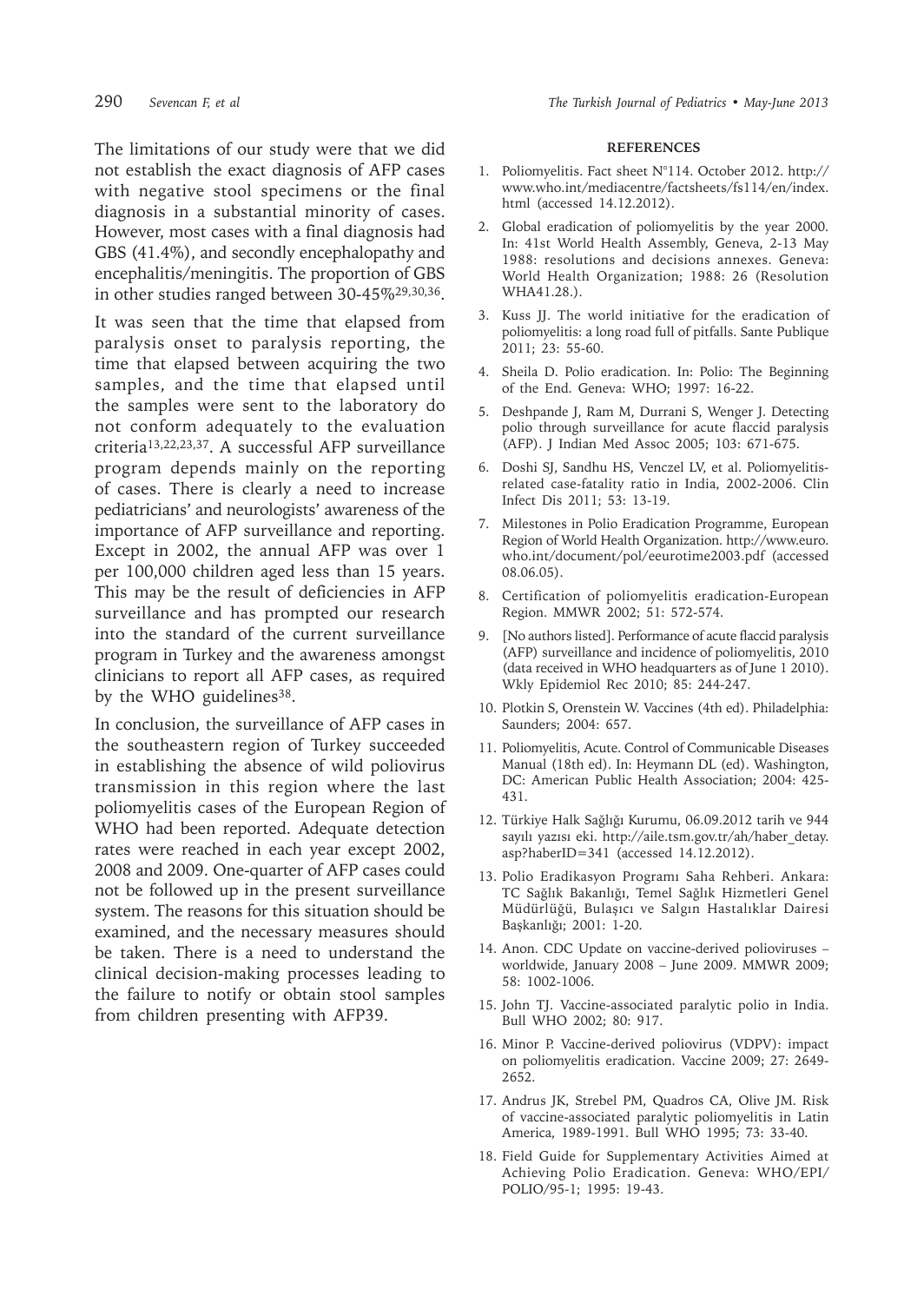The limitations of our study were that we did not establish the exact diagnosis of AFP cases with negative stool specimens or the final diagnosis in a substantial minority of cases. However, most cases with a final diagnosis had GBS (41.4%), and secondly encephalopathy and encephalitis/meningitis. The proportion of GBS in other studies ranged between 30-45%[29,30,36].

It was seen that the time that elapsed from paralysis onset to paralysis reporting, the time that elapsed between acquiring the two samples, and the time that elapsed until the samples were sent to the laboratory do not conform adequately to the evaluation criteria[13,22,23,37]. A successful AFP surveillance program depends mainly on the reporting of cases. There is clearly a need to increase pediatricians' and neurologists' awareness of the importance of AFP surveillance and reporting. Except in 2002, the annual AFP was over 1 per 100,000 children aged less than 15 years. This may be the result of deficiencies in AFP surveillance and has prompted our research into the standard of the current surveillance program in Turkey and the awareness amongst clinicians to report all AFP cases, as required by the WHO guidelines[38].

In conclusion, the surveillance of AFP cases in the southeastern region of Turkey succeeded in establishing the absence of wild poliovirus transmission in this region where the last poliomyelitis cases of the European Region of WHO had been reported. Adequate detection rates were reached in each year except 2002, 2008 and 2009. One-quarter of AFP cases could not be followed up in the present surveillance system. The reasons for this situation should be examined, and the necessary measures should be taken. There is a need to understand the clinical decision-making processes leading to the failure to notify or obtain stool samples from children presenting with AFP39.

## REFERENCES

1. Poliomyelitis. Fact sheet N°114. October 2012. http://www.who.int/mediacentre/factsheets/fs114/en/index.html (accessed 14.12.2012).
2. Global eradication of poliomyelitis by the year 2000. In: 41st World Health Assembly, Geneva, 2-13 May 1988: resolutions and decisions annexes. Geneva: World Health Organization; 1988: 26 (Resolution WHA41.28.).
3. Kuss JJ. The world initiative for the eradication of poliomyelitis: a long road full of pitfalls. Sante Publique 2011; 23: 55-60.
4. Sheila D. Polio eradication. In: Polio: The Beginning of the End. Geneva: WHO; 1997: 16-22.
5. Deshpande J, Ram M, Durrani S, Wenger J. Detecting polio through surveillance for acute flaccid paralysis (AFP). J Indian Med Assoc 2005; 103: 671-675.
6. Doshi SJ, Sandhu HS, Venczel LV, et al. Poliomyelitis-related case-fatality ratio in India, 2002-2006. Clin Infect Dis 2011; 53: 13-19.
7. Milestones in Polio Eradication Programme, European Region of World Health Organization. http://www.euro.who.int/document/pol/eeurotime2003.pdf (accessed 08.06.05).
8. Certification of poliomyelitis eradication-European Region. MMWR 2002; 51: 572-574.
9. [No authors listed]. Performance of acute flaccid paralysis (AFP) surveillance and incidence of poliomyelitis, 2010 (data received in WHO headquarters as of June 1 2010). Wkly Epidemiol Rec 2010; 85: 244-247.
10. Plotkin S, Orenstein W. Vaccines (4th ed). Philadelphia: Saunders; 2004: 657.
11. Poliomyelitis, Acute. Control of Communicable Diseases Manual (18th ed). In: Heymann DL (ed). Washington, DC: American Public Health Association; 2004: 425-431.
12. Türkiye Halk Sağlığı Kurumu, 06.09.2012 tarih ve 944 sayılı yazısı eki. http://aile.tsm.gov.tr/ah/haber_detay.asp?haberID=341 (accessed 14.12.2012).
13. Polio Eradikasyon Programı Saha Rehberi. Ankara: TC Sağlık Bakanlığı, Temel Sağlık Hizmetleri Genel Müdürlüğü, Bulaşıcı ve Salgın Hastalıklar Dairesi Başkanlığı; 2001: 1-20.
14. Anon. CDC Update on vaccine-derived polioviruses – worldwide, January 2008 – June 2009. MMWR 2009; 58: 1002-1006.
15. John TJ. Vaccine-associated paralytic polio in India. Bull WHO 2002; 80: 917.
16. Minor P. Vaccine-derived poliovirus (VDPV): impact on poliomyelitis eradication. Vaccine 2009; 27: 2649-2652.
17. Andrus JK, Strebel PM, Quadros CA, Olive JM. Risk of vaccine-associated paralytic poliomyelitis in Latin America, 1989-1991. Bull WHO 1995; 73: 33-40.
18. Field Guide for Supplementary Activities Aimed at Achieving Polio Eradication. Geneva: WHO/EPI/POLIO/95-1; 1995: 19-43.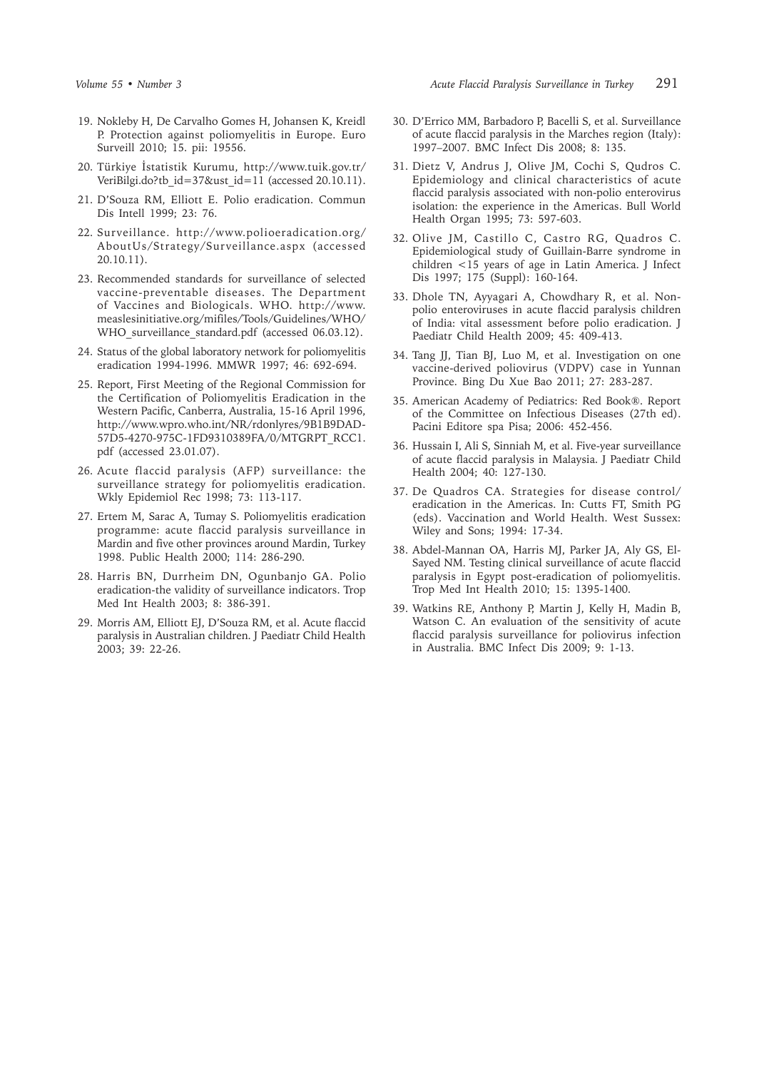19. Nokleby H, De Carvalho Gomes H, Johansen K, Kreidl P. Protection against poliomyelitis in Europe. Euro Surveill 2010; 15. pii: 19556.
20. Türkiye İstatistik Kurumu, http://www.tuik.gov.tr/VeriBilgi.do?tb_id=37&ust_id=11 (accessed 20.10.11).
21. D'Souza RM, Elliott E. Polio eradication. Commun Dis Intell 1999; 23: 76.
22. Surveillance. http://www.polioeradication.org/AboutUs/Strategy/Surveillance.aspx (accessed 20.10.11).
23. Recommended standards for surveillance of selected vaccine-preventable diseases. The Department of Vaccines and Biologicals. WHO. http://www.measlesinitiative.org/mifiles/Tools/Guidelines/WHO/WHO_surveillance_standard.pdf (accessed 06.03.12).
24. Status of the global laboratory network for poliomyelitis eradication 1994-1996. MMWR 1997; 46: 692-694.
25. Report, First Meeting of the Regional Commission for the Certification of Poliomyelitis Eradication in the Western Pacific, Canberra, Australia, 15-16 April 1996, http://www.wpro.who.int/NR/rdonlyres/9B1B9DAD-57D5-4270-975C-1FD9310389FA/0/MTGRPT_RCC1.pdf (accessed 23.01.07).
26. Acute flaccid paralysis (AFP) surveillance: the surveillance strategy for poliomyelitis eradication. Wkly Epidemiol Rec 1998; 73: 113-117.
27. Ertem M, Sarac A, Tumay S. Poliomyelitis eradication programme: acute flaccid paralysis surveillance in Mardin and five other provinces around Mardin, Turkey 1998. Public Health 2000; 114: 286-290.
28. Harris BN, Durrheim DN, Ogunbanjo GA. Polio eradication-the validity of surveillance indicators. Trop Med Int Health 2003; 8: 386-391.
29. Morris AM, Elliott EJ, D'Souza RM, et al. Acute flaccid paralysis in Australian children. J Paediatr Child Health 2003; 39: 22-26.
30. D'Errico MM, Barbadoro P, Bacelli S, et al. Surveillance of acute flaccid paralysis in the Marches region (Italy): 1997–2007. BMC Infect Dis 2008; 8: 135.
31. Dietz V, Andrus J, Olive JM, Cochi S, Qudros C. Epidemiology and clinical characteristics of acute flaccid paralysis associated with non-polio enterovirus isolation: the experience in the Americas. Bull World Health Organ 1995; 73: 597-603.
32. Olive JM, Castillo C, Castro RG, Quadros C. Epidemiological study of Guillain-Barre syndrome in children <15 years of age in Latin America. J Infect Dis 1997; 175 (Suppl): 160-164.
33. Dhole TN, Ayyagari A, Chowdhary R, et al. Non-polio enteroviruses in acute flaccid paralysis children of India: vital assessment before polio eradication. J Paediatr Child Health 2009; 45: 409-413.
34. Tang JJ, Tian BJ, Luo M, et al. Investigation on one vaccine-derived poliovirus (VDPV) case in Yunnan Province. Bing Du Xue Bao 2011; 27: 283-287.
35. American Academy of Pediatrics: Red Book®. Report of the Committee on Infectious Diseases (27th ed). Pacini Editore spa Pisa; 2006: 452-456.
36. Hussain I, Ali S, Sinniah M, et al. Five-year surveillance of acute flaccid paralysis in Malaysia. J Paediatr Child Health 2004; 40: 127-130.
37. De Quadros CA. Strategies for disease control/eradication in the Americas. In: Cutts FT, Smith PG (eds). Vaccination and World Health. West Sussex: Wiley and Sons; 1994: 17-34.
38. Abdel-Mannan OA, Harris MJ, Parker JA, Aly GS, El-Sayed NM. Testing clinical surveillance of acute flaccid paralysis in Egypt post-eradication of poliomyelitis. Trop Med Int Health 2010; 15: 1395-1400.
39. Watkins RE, Anthony P, Martin J, Kelly H, Madin B, Watson C. An evaluation of the sensitivity of acute flaccid paralysis surveillance for poliovirus infection in Australia. BMC Infect Dis 2009; 9: 1-13.